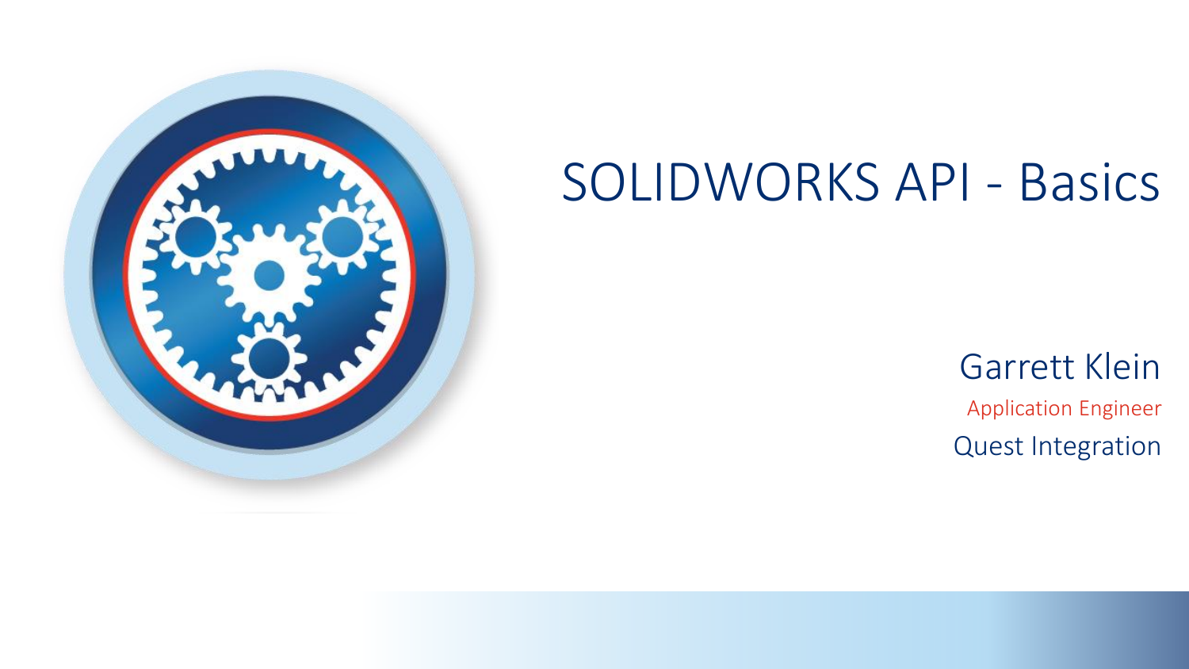# SOLIDWORKS API - Basics

Garrett Klein

Application Engineer

Quest Integration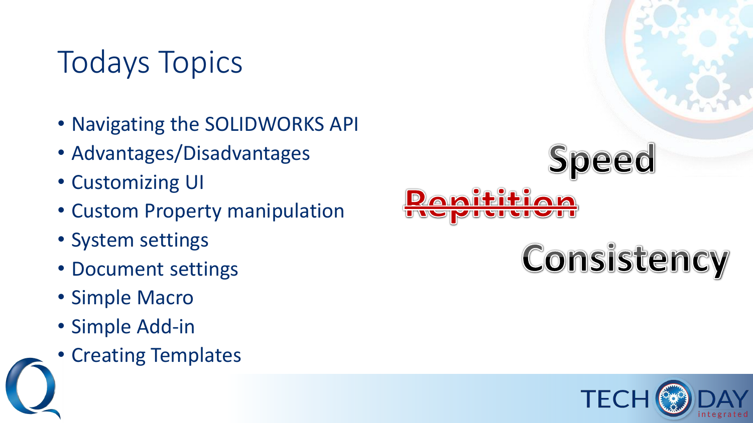# Todays Topics

- Navigating the SOLIDWORKS API
- Advantages/Disadvantages
- Customizing UI
- Custom Property manipulation
- System settings
- Document settings
- Simple Macro
- Simple Add-in
- Creating Templates

Speed

~~Repitition~~

Consistency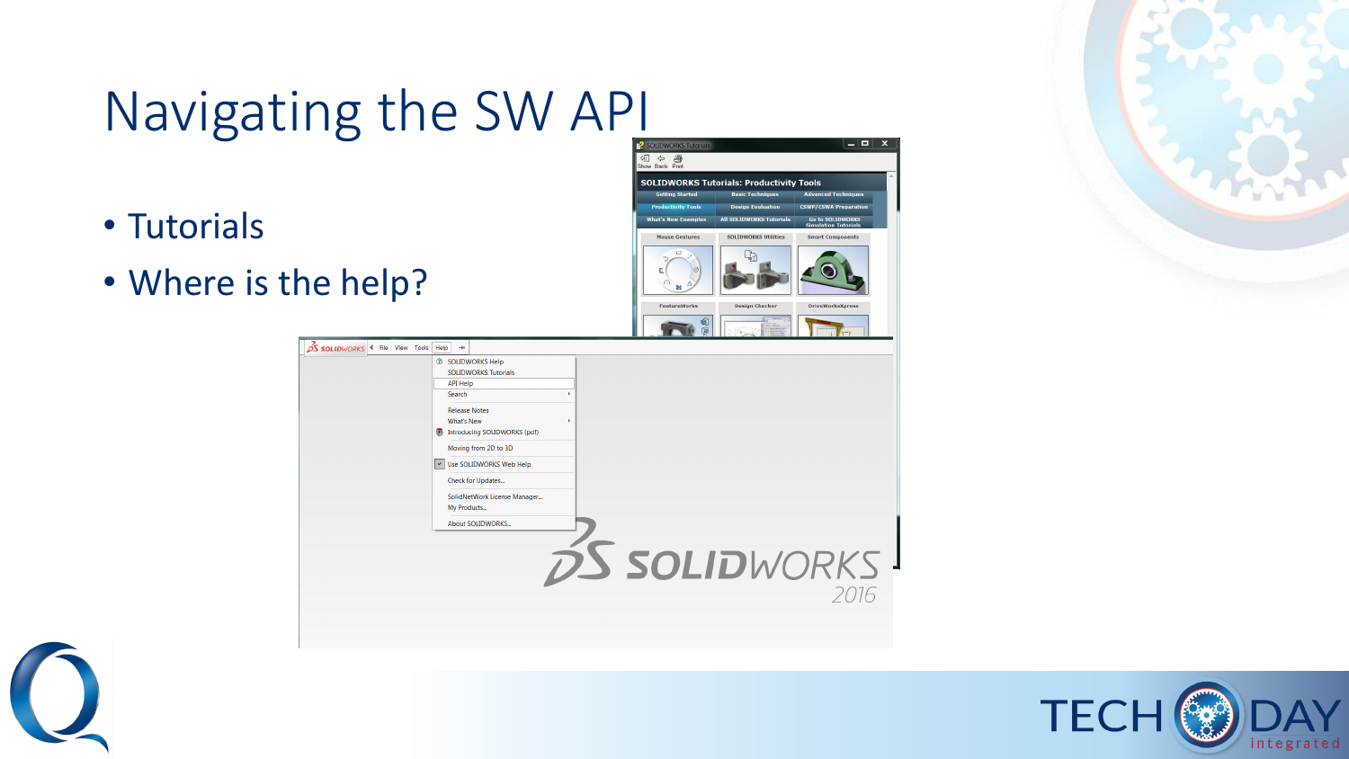# Navigating the SW API

- Tutorials
- Where is the help?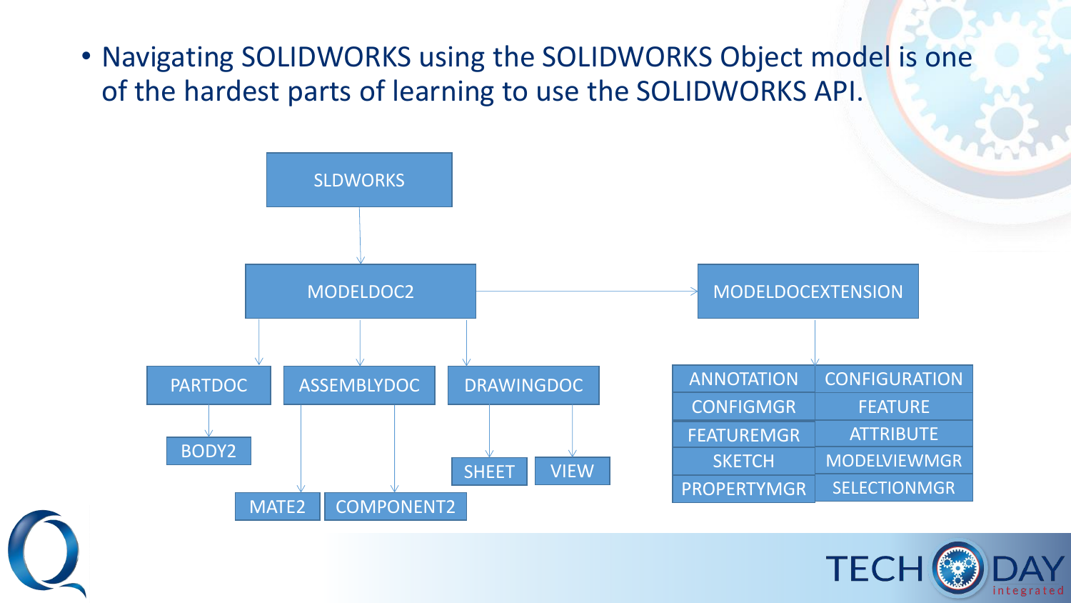- Navigating SOLIDWORKS using the SOLIDWORKS Object model is one of the hardest parts of learning to use the SOLIDWORKS API.

SLDWORKS

MODELDOC2

MODELDOCEXTENSION

PARTDOC

ASSEMBLYDOC

DRAWINGDOC

BODY2

MATE2

COMPONENT2

SHEET

VIEW

| ANNOTATION | CONFIGURATION |
| --- | --- |
| CONFIGMGR | FEATURE |
| FEATUREMGR | ATTRIBUTE |
| SKETCH | MODELVIEWMGR |
| PROPERTYMGR | SELECTIONMGR |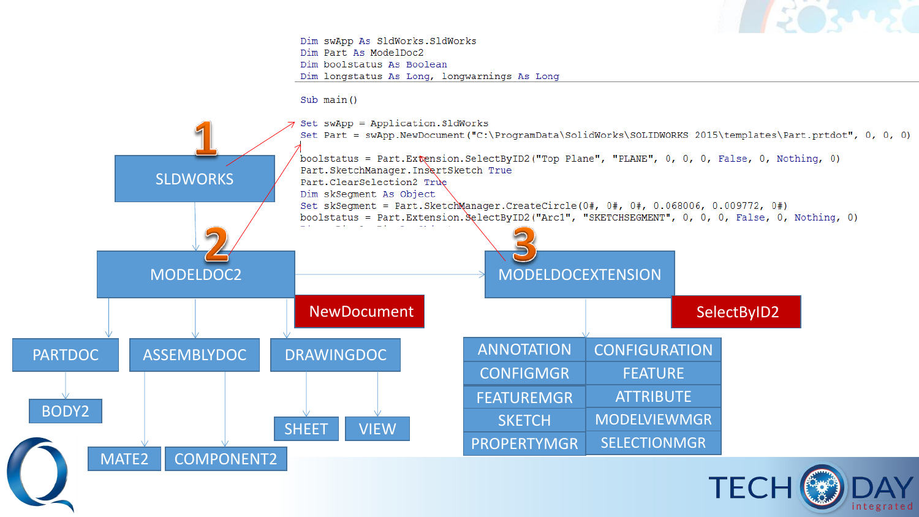```vb
Dim swApp As SldWorks.SldWorks
Dim Part As ModelDoc2
Dim boolstatus As Boolean
Dim longstatus As Long, longwarnings As Long

Sub main()

Set swApp = Application.SldWorks
Set Part = swApp.NewDocument("C:\ProgramData\SolidWorks\SOLIDWORKS 2015\templates\Part.prtdot", 0, 0, 0)

boolstatus = Part.Extension.SelectByID2("Top Plane", "PLANE", 0, 0, 0, False, 0, Nothing, 0)
Part.SketchManager.InsertSketch True
Part.ClearSelection2 True
Dim skSegment As Object
Set skSegment = Part.SketchManager.CreateCircle(0#, 0#, 0#, 0.068006, 0.009772, 0#)
boolstatus = Part.Extension.SelectByID2("Arc1", "SKETCHSEGMENT", 0, 0, 0, False, 0, Nothing, 0)
```

1 SLDWORKS

2 MODELDOC2 — NewDocument

3 MODELDOCEXTENSION — SelectByID2

- SLDWORKS
  - MODELDOC2
    - PARTDOC
      - BODY2
    - ASSEMBLYDOC
      - MATE2
      - COMPONENT2
    - DRAWINGDOC
      - SHEET
      - VIEW
    - MODELDOCEXTENSION
      - ANNOTATION
      - CONFIGURATION
      - CONFIGMGR
      - FEATURE
      - FEATUREMGR
      - ATTRIBUTE
      - SKETCH
      - MODELVIEWMGR
      - PROPERTYMGR
      - SELECTIONMGR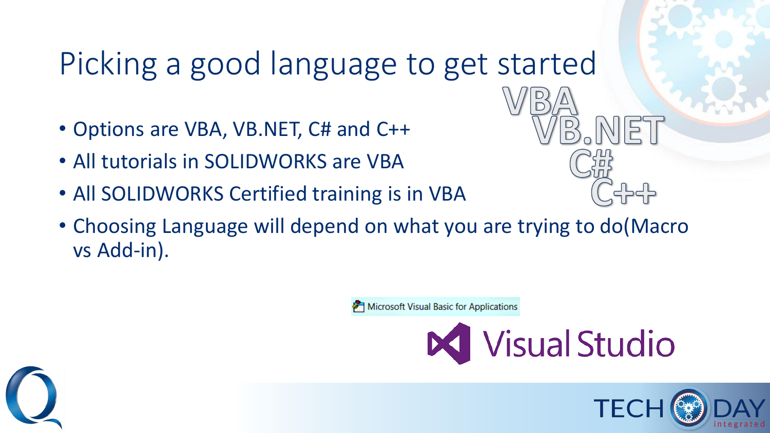# Picking a good language to get started

- Options are VBA, VB.NET, C# and C++
- All tutorials in SOLIDWORKS are VBA
- All SOLIDWORKS Certified training is in VBA
- Choosing Language will depend on what you are trying to do(Macro vs Add-in).

VBA
VB.NET
C#
C++

Microsoft Visual Basic for Applications

Visual Studio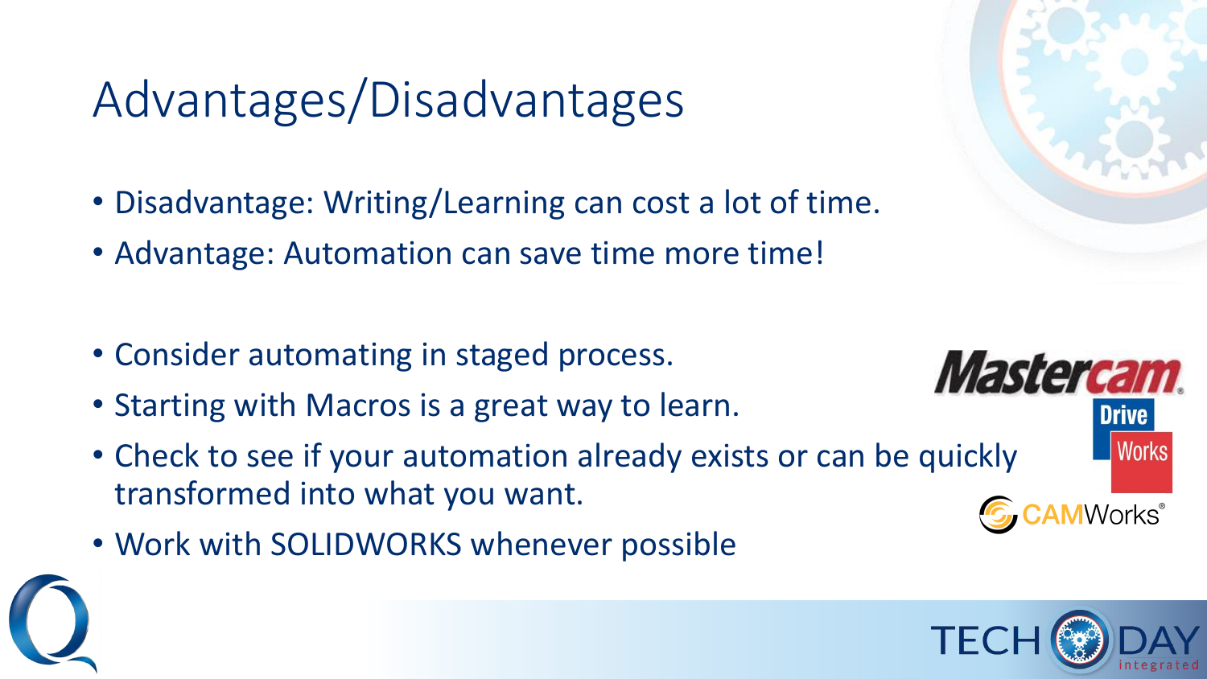# Advantages/Disadvantages

- Disadvantage: Writing/Learning can cost a lot of time.
- Advantage: Automation can save time more time!

- Consider automating in staged process.
- Starting with Macros is a great way to learn.
- Check to see if your automation already exists or can be quickly transformed into what you want.
- Work with SOLIDWORKS whenever possible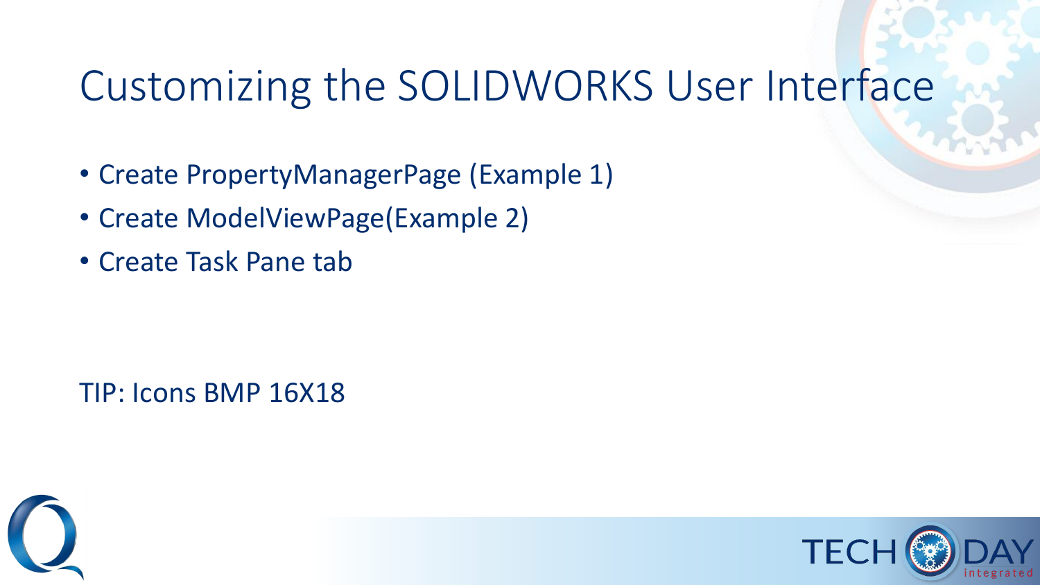# Customizing the SOLIDWORKS User Interface

- Create PropertyManagerPage (Example 1)
- Create ModelViewPage(Example 2)
- Create Task Pane tab

TIP: Icons BMP 16X18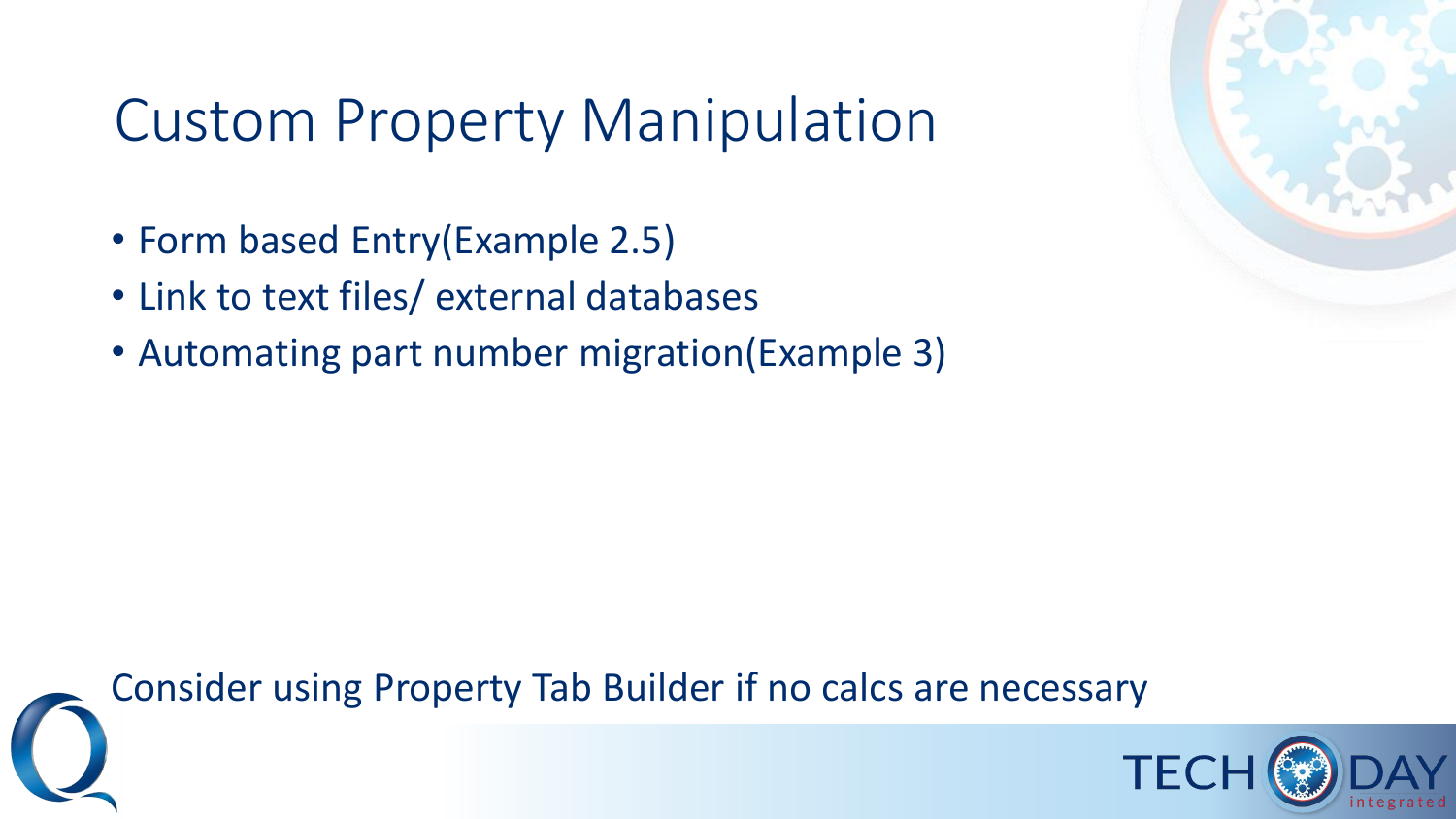# Custom Property Manipulation

- Form based Entry(Example 2.5)
- Link to text files/ external databases
- Automating part number migration(Example 3)

Consider using Property Tab Builder if no calcs are necessary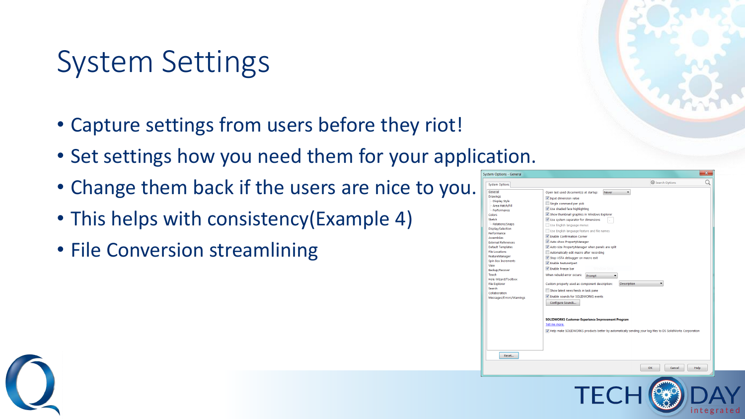# System Settings

- Capture settings from users before they riot!
- Set settings how you need them for your application.
- Change them back if the users are nice to you.
- This helps with consistency(Example 4)
- File Conversion streamlining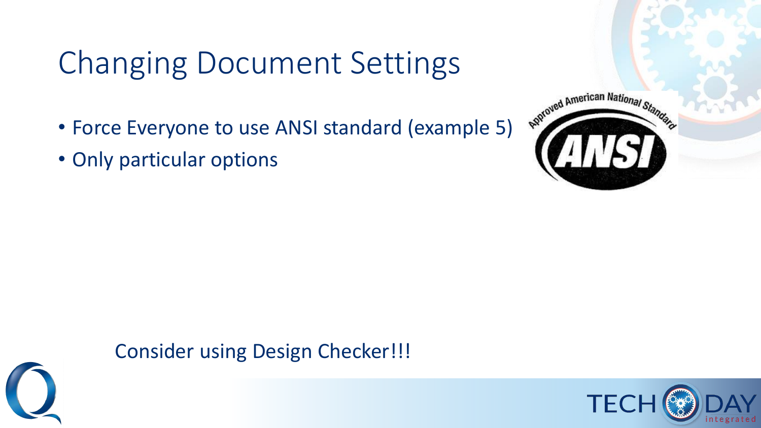# Changing Document Settings

- Force Everyone to use ANSI standard (example 5)
- Only particular options

Consider using Design Checker!!!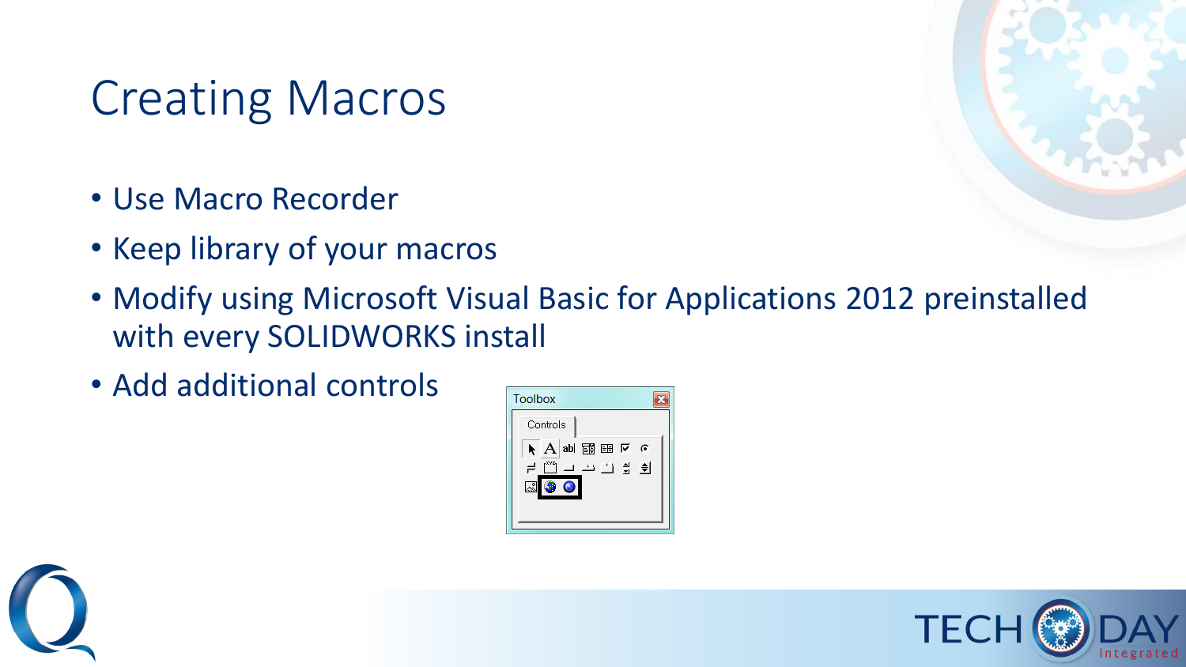# Creating Macros

- Use Macro Recorder
- Keep library of your macros
- Modify using Microsoft Visual Basic for Applications 2012 preinstalled with every SOLIDWORKS install
- Add additional controls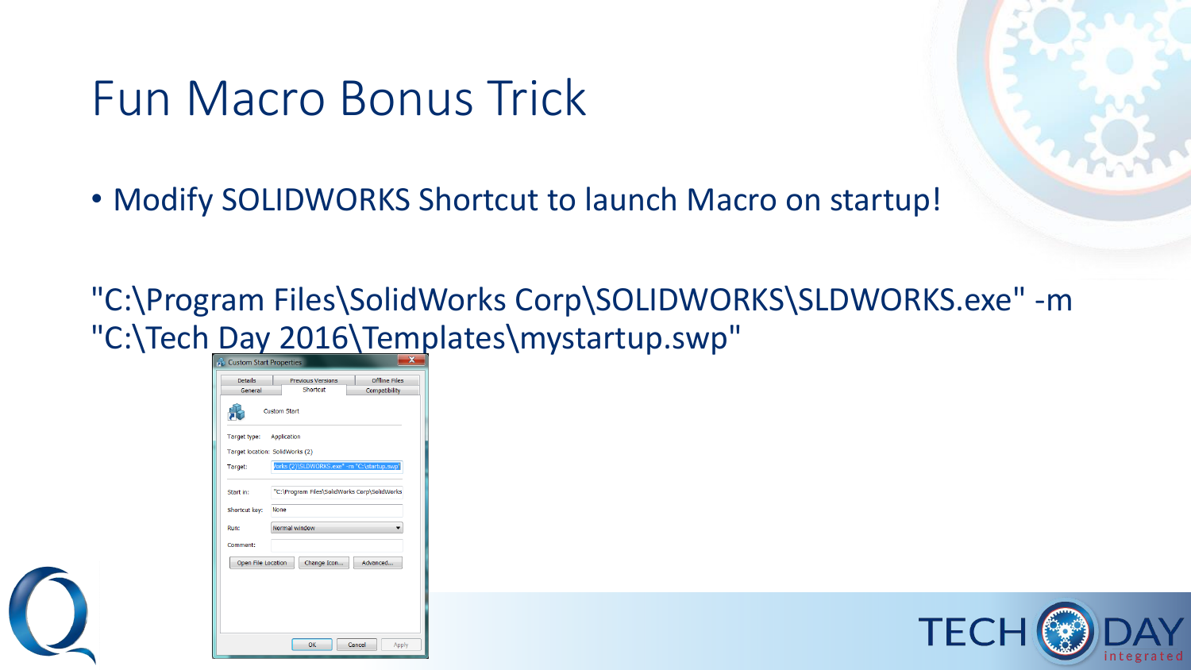# Fun Macro Bonus Trick

- Modify SOLIDWORKS Shortcut to launch Macro on startup!

"C:\Program Files\SolidWorks Corp\SOLIDWORKS\SLDWORKS.exe" -m "C:\Tech Day 2016\Templates\mystartup.swp"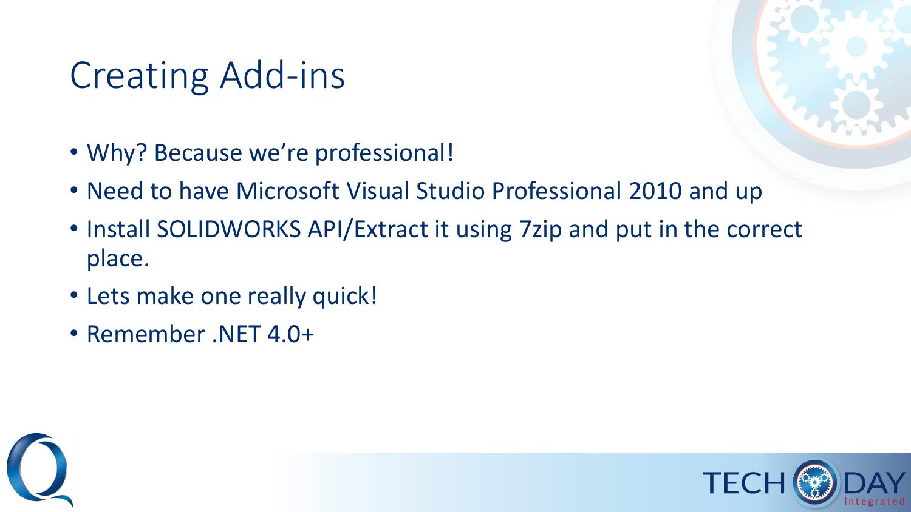# Creating Add-ins

- Why? Because we're professional!
- Need to have Microsoft Visual Studio Professional 2010 and up
- Install SOLIDWORKS API/Extract it using 7zip and put in the correct place.
- Lets make one really quick!
- Remember .NET 4.0+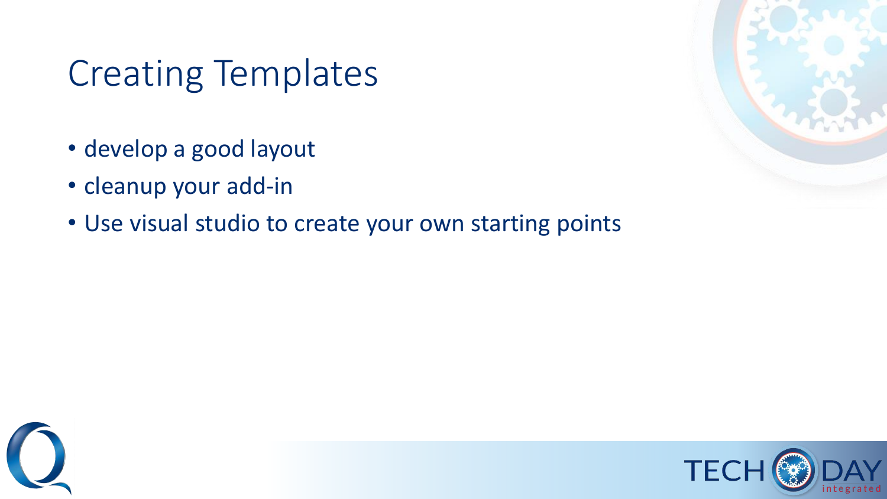# Creating Templates

- develop a good layout
- cleanup your add-in
- Use visual studio to create your own starting points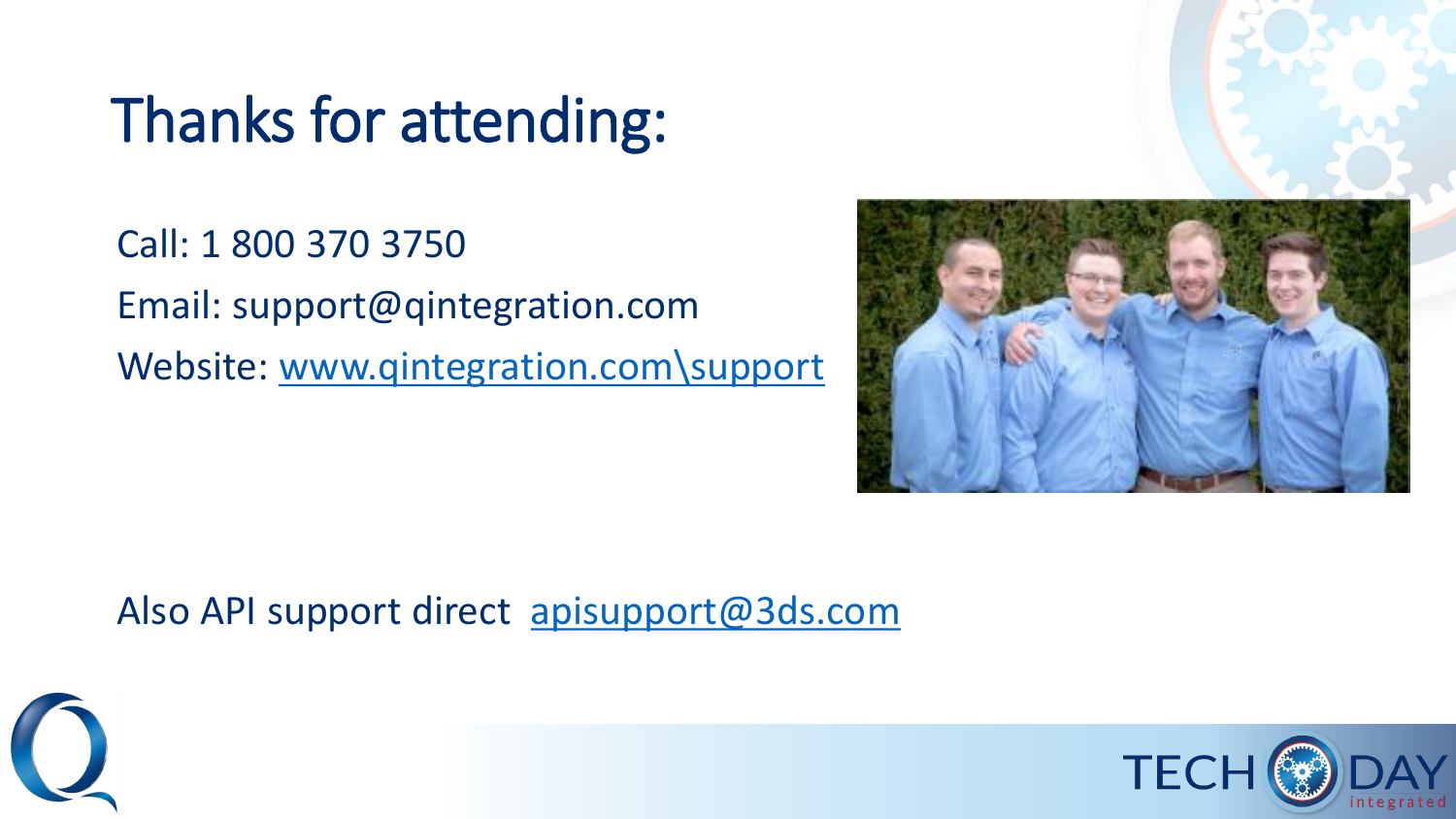# Thanks for attending:

Call: 1 800 370 3750

Email: support@qintegration.com

Website: www.qintegration.com\support

Also API support direct apisupport@3ds.com